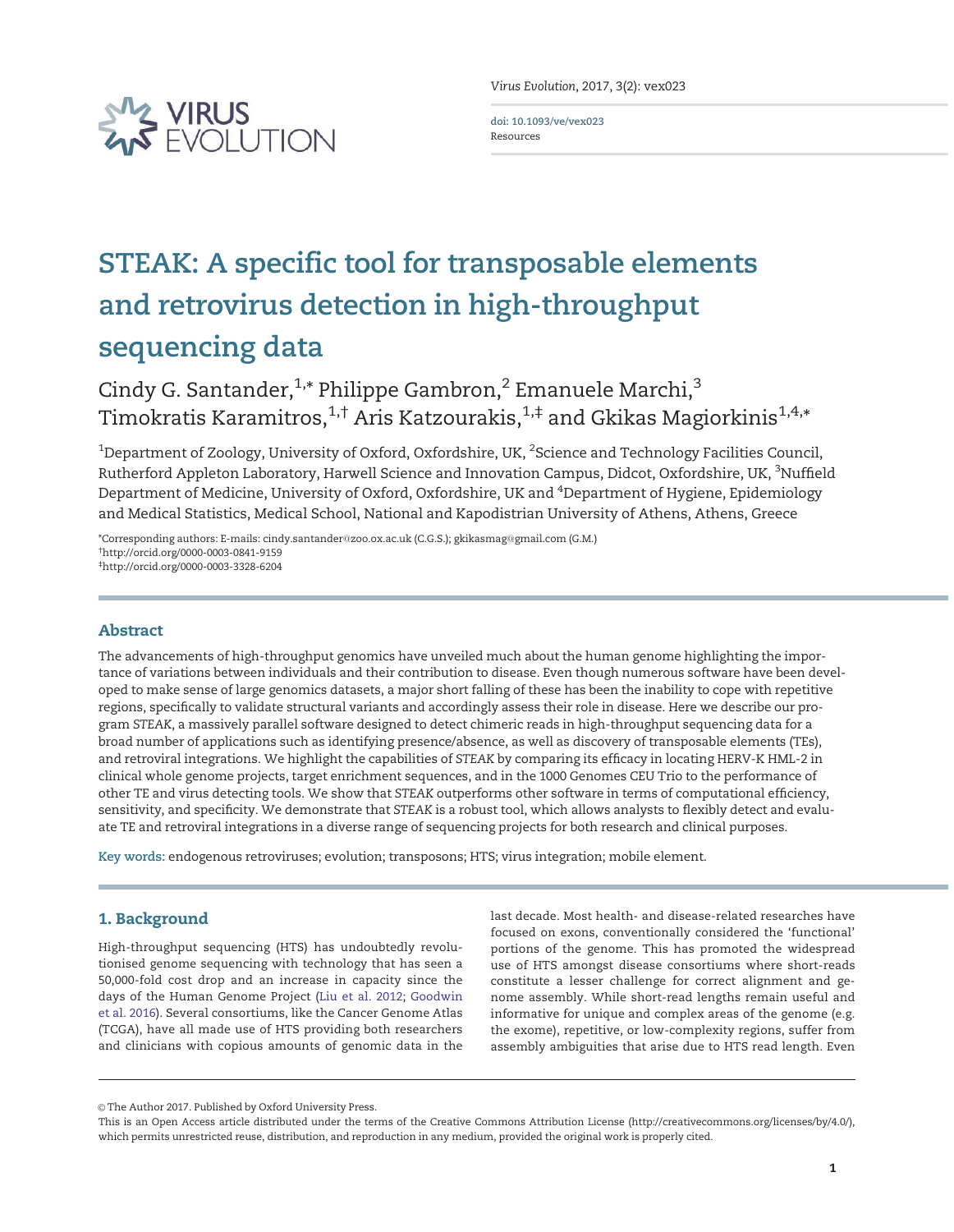Virus Evolution, 2017, 3(2): vex023

doi: 10.1093/ve/vex023
Resources

# STEAK: A specific tool for transposable elements and retrovirus detection in high-throughput sequencing data

Cindy G. Santander,[1,*] Philippe Gambron,[2] Emanuele Marchi,[3] Timokratis Karamitros,[1,†] Aris Katzourakis,[1,‡] and Gkikas Magiorkinis[1,4,*]

[1]Department of Zoology, University of Oxford, Oxfordshire, UK, [2]Science and Technology Facilities Council, Rutherford Appleton Laboratory, Harwell Science and Innovation Campus, Didcot, Oxfordshire, UK, [3]Nuffield Department of Medicine, University of Oxford, Oxfordshire, UK and [4]Department of Hygiene, Epidemiology and Medical Statistics, Medical School, National and Kapodistrian University of Athens, Athens, Greece

*Corresponding authors: E-mails: cindy.santander@zoo.ox.ac.uk (C.G.S.); gkikasmag@gmail.com (G.M.)
†http://orcid.org/0000-0003-0841-9159
‡http://orcid.org/0000-0003-3328-6204

## Abstract

The advancements of high-throughput genomics have unveiled much about the human genome highlighting the importance of variations between individuals and their contribution to disease. Even though numerous software have been developed to make sense of large genomics datasets, a major short falling of these has been the inability to cope with repetitive regions, specifically to validate structural variants and accordingly assess their role in disease. Here we describe our program *STEAK*, a massively parallel software designed to detect chimeric reads in high-throughput sequencing data for a broad number of applications such as identifying presence/absence, as well as discovery of transposable elements (TEs), and retroviral integrations. We highlight the capabilities of *STEAK* by comparing its efficacy in locating HERV-K HML-2 in clinical whole genome projects, target enrichment sequences, and in the 1000 Genomes CEU Trio to the performance of other TE and virus detecting tools. We show that *STEAK* outperforms other software in terms of computational efficiency, sensitivity, and specificity. We demonstrate that *STEAK* is a robust tool, which allows analysts to flexibly detect and evaluate TE and retroviral integrations in a diverse range of sequencing projects for both research and clinical purposes.

**Key words:** endogenous retroviruses; evolution; transposons; HTS; virus integration; mobile element.

## 1. Background

High-throughput sequencing (HTS) has undoubtedly revolutionised genome sequencing with technology that has seen a 50,000-fold cost drop and an increase in capacity since the days of the Human Genome Project (Liu et al. 2012; Goodwin et al. 2016). Several consortiums, like the Cancer Genome Atlas (TCGA), have all made use of HTS providing both researchers and clinicians with copious amounts of genomic data in the last decade. Most health- and disease-related researches have focused on exons, conventionally considered the 'functional' portions of the genome. This has promoted the widespread use of HTS amongst disease consortiums where short-reads constitute a lesser challenge for correct alignment and genome assembly. While short-read lengths remain useful and informative for unique and complex areas of the genome (e.g. the exome), repetitive, or low-complexity regions, suffer from assembly ambiguities that arise due to HTS read length. Even

© The Author 2017. Published by Oxford University Press.
This is an Open Access article distributed under the terms of the Creative Commons Attribution License (http://creativecommons.org/licenses/by/4.0/), which permits unrestricted reuse, distribution, and reproduction in any medium, provided the original work is properly cited.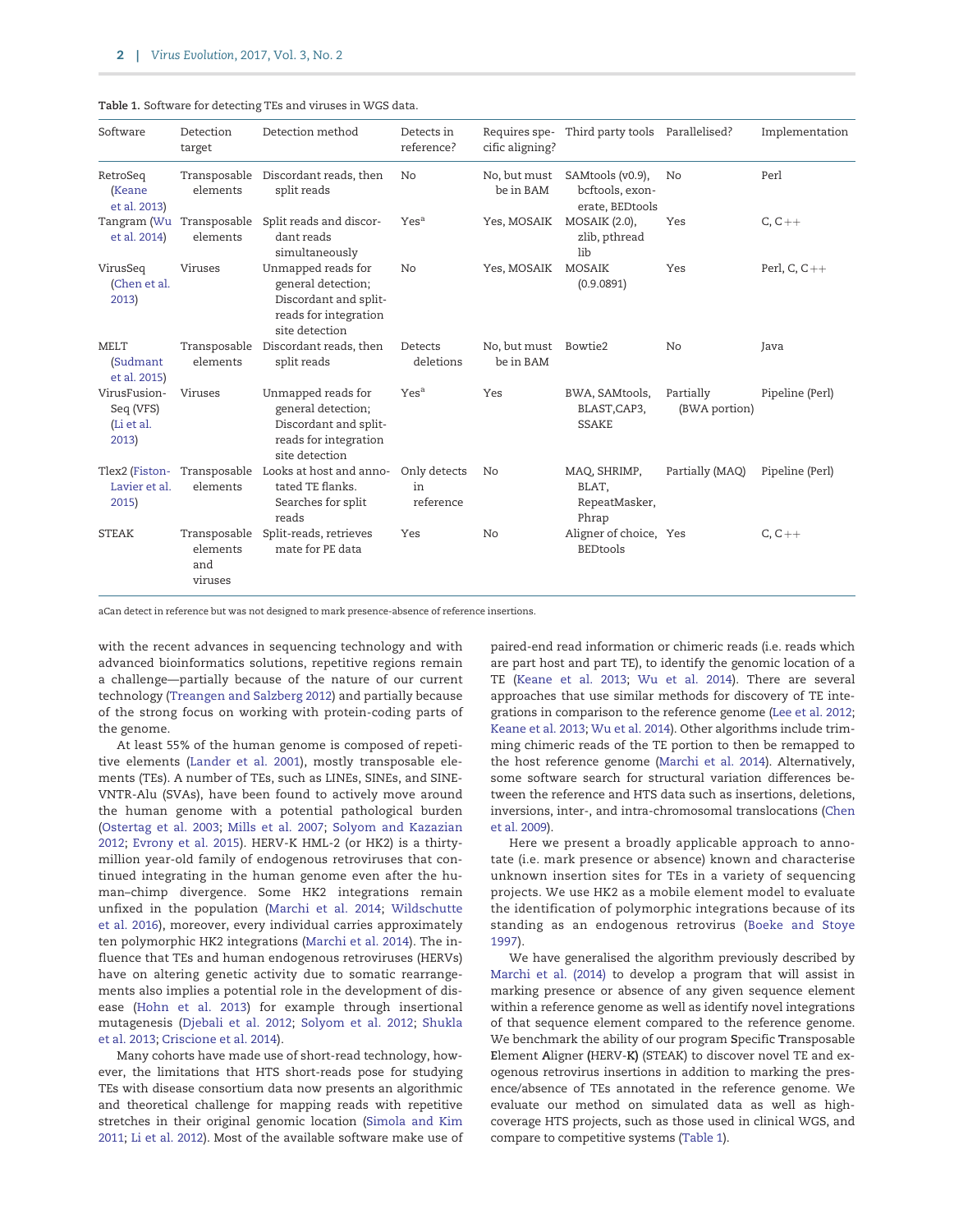Table 1. Software for detecting TEs and viruses in WGS data.

| Software | Detection target | Detection method | Detects in reference? | Requires specific aligning? | Third party tools | Parallelised? | Implementation |
|---|---|---|---|---|---|---|---|
| RetroSeq (Keane et al. 2013) | Transposable elements | Discordant reads, then split reads | No | No, but must be in BAM | SAMtools (v0.9), bcftools, exonerate, BEDtools | No | Perl |
| Tangram (Wu et al. 2014) | Transposable elements | Split reads and discordant reads simultaneously | Yes[a] | Yes, MOSAIK | MOSAIK (2.0), zlib, pthread lib | Yes | C, C++ |
| VirusSeq (Chen et al. 2013) | Viruses | Unmapped reads for general detection; Discordant and split-reads for integration site detection | No | Yes, MOSAIK | MOSAIK (0.9.0891) | Yes | Perl, C, C++ |
| MELT (Sudmant et al. 2015) | Transposable elements | Discordant reads, then split reads | Detects deletions | No, but must be in BAM | Bowtie2 | No | Java |
| VirusFusion-Seq (VFS) (Li et al. 2013) | Viruses | Unmapped reads for general detection; Discordant and split-reads for integration site detection | Yes[a] | Yes | BWA, SAMtools, BLAST,CAP3, SSAKE | Partially (BWA portion) | Pipeline (Perl) |
| Tlex2 (Fiston-Lavier et al. 2015) | Transposable elements | Looks at host and annotated TE flanks. Searches for split reads | Only detects in reference | No | MAQ, SHRIMP, BLAT, RepeatMasker, Phrap | Partially (MAQ) | Pipeline (Perl) |
| STEAK | Transposable elements and viruses | Split-reads, retrieves mate for PE data | Yes | No | Aligner of choice, BEDtools | Yes | C, C++ |

aCan detect in reference but was not designed to mark presence-absence of reference insertions.

with the recent advances in sequencing technology and with advanced bioinformatics solutions, repetitive regions remain a challenge—partially because of the nature of our current technology (Treangen and Salzberg 2012) and partially because of the strong focus on working with protein-coding parts of the genome.

At least 55% of the human genome is composed of repetitive elements (Lander et al. 2001), mostly transposable elements (TEs). A number of TEs, such as LINEs, SINEs, and SINE-VNTR-Alu (SVAs), have been found to actively move around the human genome with a potential pathological burden (Ostertag et al. 2003; Mills et al. 2007; Solyom and Kazazian 2012; Evrony et al. 2015). HERV-K HML-2 (or HK2) is a thirty-million year-old family of endogenous retroviruses that continued integrating in the human genome even after the human–chimp divergence. Some HK2 integrations remain unfixed in the population (Marchi et al. 2014; Wildschutte et al. 2016), moreover, every individual carries approximately ten polymorphic HK2 integrations (Marchi et al. 2014). The influence that TEs and human endogenous retroviruses (HERVs) have on altering genetic activity due to somatic rearrangements also implies a potential role in the development of disease (Hohn et al. 2013) for example through insertional mutagenesis (Djebali et al. 2012; Solyom et al. 2012; Shukla et al. 2013; Criscione et al. 2014).

Many cohorts have made use of short-read technology, however, the limitations that HTS short-reads pose for studying TEs with disease consortium data now presents an algorithmic and theoretical challenge for mapping reads with repetitive stretches in their original genomic location (Simola and Kim 2011; Li et al. 2012). Most of the available software make use of paired-end read information or chimeric reads (i.e. reads which are part host and part TE), to identify the genomic location of a TE (Keane et al. 2013; Wu et al. 2014). There are several approaches that use similar methods for discovery of TE integrations in comparison to the reference genome (Lee et al. 2012; Keane et al. 2013; Wu et al. 2014). Other algorithms include trimming chimeric reads of the TE portion to then be remapped to the host reference genome (Marchi et al. 2014). Alternatively, some software search for structural variation differences between the reference and HTS data such as insertions, deletions, inversions, inter-, and intra-chromosomal translocations (Chen et al. 2009).

Here we present a broadly applicable approach to annotate (i.e. mark presence or absence) known and characterise unknown insertion sites for TEs in a variety of sequencing projects. We use HK2 as a mobile element model to evaluate the identification of polymorphic integrations because of its standing as an endogenous retrovirus (Boeke and Stoye 1997).

We have generalised the algorithm previously described by Marchi et al. (2014) to develop a program that will assist in marking presence or absence of any given sequence element within a reference genome as well as identify novel integrations of that sequence element compared to the reference genome. We benchmark the ability of our program **S**pecific **T**ransposable **E**lement **A**ligner (HERV-**K**) (STEAK) to discover novel TE and exogenous retrovirus insertions in addition to marking the presence/absence of TEs annotated in the reference genome. We evaluate our method on simulated data as well as high-coverage HTS projects, such as those used in clinical WGS, and compare to competitive systems (Table 1).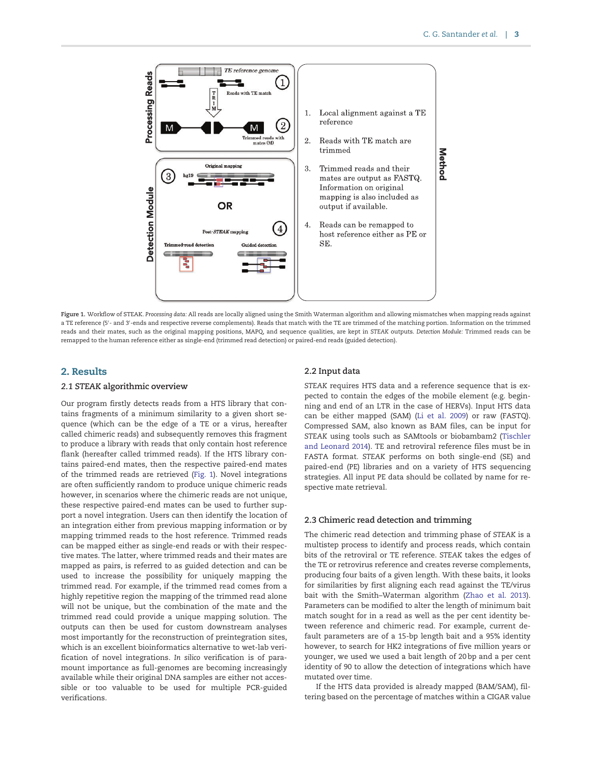Figure 1. Workflow of STEAK. *Processing data:* All reads are locally aligned using the Smith Waterman algorithm and allowing mismatches when mapping reads against a TE reference (5′- and 3′-ends and respective reverse complements). Reads that match with the TE are trimmed of the matching portion. Information on the trimmed reads and their mates, such as the original mapping positions, MAPQ, and sequence qualities, are kept in *STEAK* outputs. *Detection Module:* Trimmed reads can be remapped to the human reference either as single-end (trimmed read detection) or paired-end reads (guided detection).

## 2. Results

### 2.1 *STEAK* algorithmic overview

Our program firstly detects reads from a HTS library that contains fragments of a minimum similarity to a given short sequence (which can be the edge of a TE or a virus, hereafter called chimeric reads) and subsequently removes this fragment to produce a library with reads that only contain host reference flank (hereafter called trimmed reads). If the HTS library contains paired-end mates, then the respective paired-end mates of the trimmed reads are retrieved (Fig. 1). Novel integrations are often sufficiently random to produce unique chimeric reads however, in scenarios where the chimeric reads are not unique, these respective paired-end mates can be used to further support a novel integration. Users can then identify the location of an integration either from previous mapping information or by mapping trimmed reads to the host reference. Trimmed reads can be mapped either as single-end reads or with their respective mates. The latter, where trimmed reads and their mates are mapped as pairs, is referred to as guided detection and can be used to increase the possibility for uniquely mapping the trimmed read. For example, if the trimmed read comes from a highly repetitive region the mapping of the trimmed read alone will not be unique, but the combination of the mate and the trimmed read could provide a unique mapping solution. The outputs can then be used for custom downstream analyses most importantly for the reconstruction of preintegration sites, which is an excellent bioinformatics alternative to wet-lab verification of novel integrations. *In silico* verification is of paramount importance as full-genomes are becoming increasingly available while their original DNA samples are either not accessible or too valuable to be used for multiple PCR-guided verifications.

### 2.2 Input data

*STEAK* requires HTS data and a reference sequence that is expected to contain the edges of the mobile element (e.g. beginning and end of an LTR in the case of HERVs). Input HTS data can be either mapped (SAM) (Li et al. 2009) or raw (FASTQ). Compressed SAM, also known as BAM files, can be input for *STEAK* using tools such as SAMtools or biobambam2 (Tischler and Leonard 2014). TE and retroviral reference files must be in FASTA format. *STEAK* performs on both single-end (SE) and paired-end (PE) libraries and on a variety of HTS sequencing strategies. All input PE data should be collated by name for respective mate retrieval.

### 2.3 Chimeric read detection and trimming

The chimeric read detection and trimming phase of *STEAK* is a multistep process to identify and process reads, which contain bits of the retroviral or TE reference. *STEAK* takes the edges of the TE or retrovirus reference and creates reverse complements, producing four baits of a given length. With these baits, it looks for similarities by first aligning each read against the TE/virus bait with the Smith–Waterman algorithm (Zhao et al. 2013). Parameters can be modified to alter the length of minimum bait match sought for in a read as well as the per cent identity between reference and chimeric read. For example, current default parameters are of a 15-bp length bait and a 95% identity however, to search for HK2 integrations of five million years or younger, we used we used a bait length of 20 bp and a per cent identity of 90 to allow the detection of integrations which have mutated over time.

If the HTS data provided is already mapped (BAM/SAM), filtering based on the percentage of matches within a CIGAR value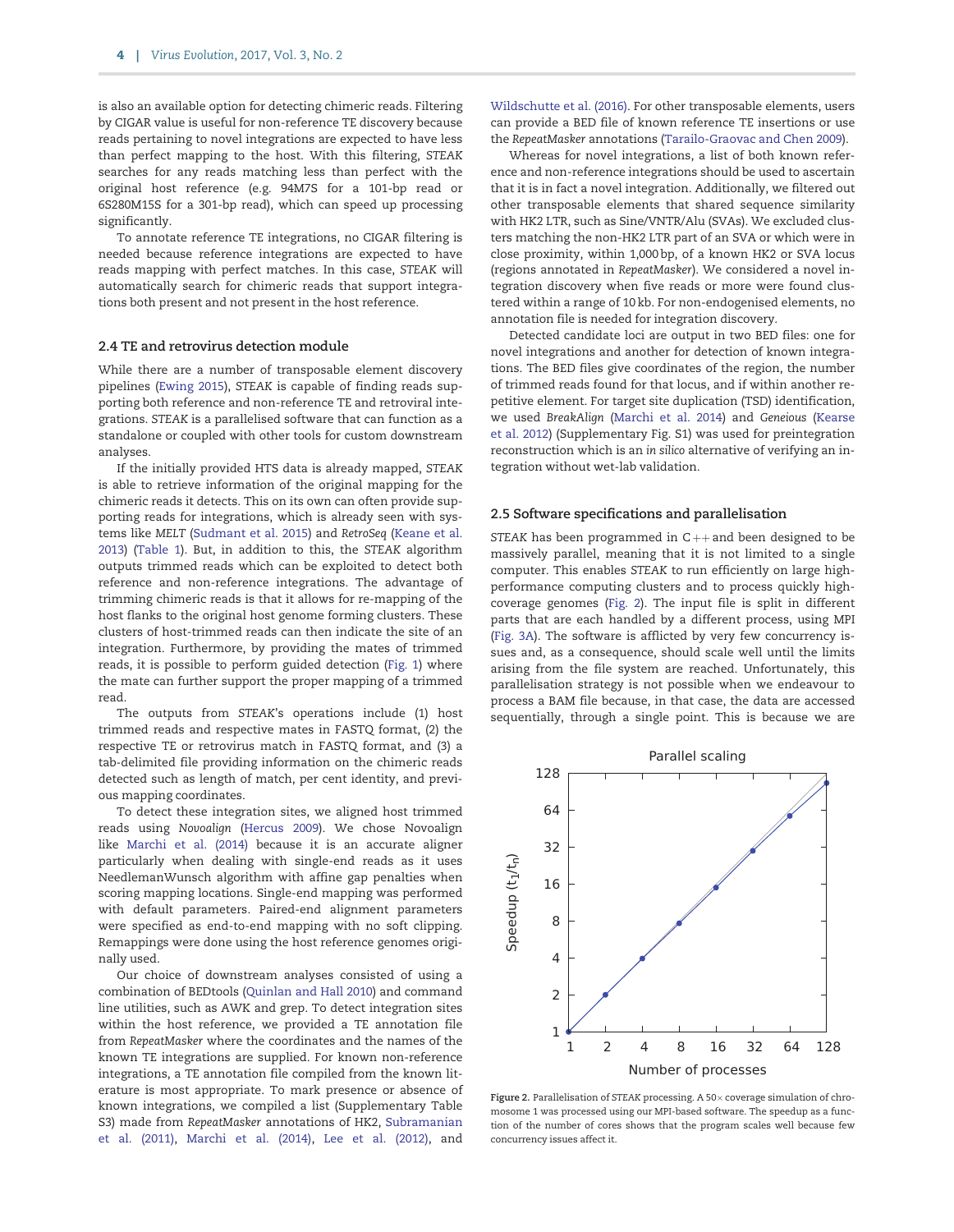is also an available option for detecting chimeric reads. Filtering by CIGAR value is useful for non-reference TE discovery because reads pertaining to novel integrations are expected to have less than perfect mapping to the host. With this filtering, *STEAK* searches for any reads matching less than perfect with the original host reference (e.g. 94M7S for a 101-bp read or 6S280M15S for a 301-bp read), which can speed up processing significantly.

To annotate reference TE integrations, no CIGAR filtering is needed because reference integrations are expected to have reads mapping with perfect matches. In this case, *STEAK* will automatically search for chimeric reads that support integrations both present and not present in the host reference.

### 2.4 TE and retrovirus detection module

While there are a number of transposable element discovery pipelines (Ewing 2015), *STEAK* is capable of finding reads supporting both reference and non-reference TE and retroviral integrations. *STEAK* is a parallelised software that can function as a standalone or coupled with other tools for custom downstream analyses.

If the initially provided HTS data is already mapped, *STEAK* is able to retrieve information of the original mapping for the chimeric reads it detects. This on its own can often provide supporting reads for integrations, which is already seen with systems like *MELT* (Sudmant et al. 2015) and *RetroSeq* (Keane et al. 2013) (Table 1). But, in addition to this, the *STEAK* algorithm outputs trimmed reads which can be exploited to detect both reference and non-reference integrations. The advantage of trimming chimeric reads is that it allows for re-mapping of the host flanks to the original host genome forming clusters. These clusters of host-trimmed reads can then indicate the site of an integration. Furthermore, by providing the mates of trimmed reads, it is possible to perform guided detection (Fig. 1) where the mate can further support the proper mapping of a trimmed read.

The outputs from *STEAK*'s operations include (1) host trimmed reads and respective mates in FASTQ format, (2) the respective TE or retrovirus match in FASTQ format, and (3) a tab-delimited file providing information on the chimeric reads detected such as length of match, per cent identity, and previous mapping coordinates.

To detect these integration sites, we aligned host trimmed reads using *Novoalign* (Hercus 2009). We chose Novoalign like Marchi et al. (2014) because it is an accurate aligner particularly when dealing with single-end reads as it uses NeedlemanWunsch algorithm with affine gap penalties when scoring mapping locations. Single-end mapping was performed with default parameters. Paired-end alignment parameters were specified as end-to-end mapping with no soft clipping. Remappings were done using the host reference genomes originally used.

Our choice of downstream analyses consisted of using a combination of BEDtools (Quinlan and Hall 2010) and command line utilities, such as AWK and grep. To detect integration sites within the host reference, we provided a TE annotation file from *RepeatMasker* where the coordinates and the names of the known TE integrations are supplied. For known non-reference integrations, a TE annotation file compiled from the known literature is most appropriate. To mark presence or absence of known integrations, we compiled a list (Supplementary Table S3) made from *RepeatMasker* annotations of HK2, Subramanian et al. (2011), Marchi et al. (2014), Lee et al. (2012), and Wildschutte et al. (2016). For other transposable elements, users can provide a BED file of known reference TE insertions or use the *RepeatMasker* annotations (Tarailo-Graovac and Chen 2009).

Whereas for novel integrations, a list of both known reference and non-reference integrations should be used to ascertain that it is in fact a novel integration. Additionally, we filtered out other transposable elements that shared sequence similarity with HK2 LTR, such as Sine/VNTR/Alu (SVAs). We excluded clusters matching the non-HK2 LTR part of an SVA or which were in close proximity, within 1,000 bp, of a known HK2 or SVA locus (regions annotated in *RepeatMasker*). We considered a novel integration discovery when five reads or more were found clustered within a range of 10 kb. For non-endogenised elements, no annotation file is needed for integration discovery.

Detected candidate loci are output in two BED files: one for novel integrations and another for detection of known integrations. The BED files give coordinates of the region, the number of trimmed reads found for that locus, and if within another repetitive element. For target site duplication (TSD) identification, we used *BreakAlign* (Marchi et al. 2014) and *Geneious* (Kearse et al. 2012) (Supplementary Fig. S1) was used for preintegration reconstruction which is an *in silico* alternative of verifying an integration without wet-lab validation.

### 2.5 Software specifications and parallelisation

*STEAK* has been programmed in C++ and been designed to be massively parallel, meaning that it is not limited to a single computer. This enables *STEAK* to run efficiently on large high-performance computing clusters and to process quickly high-coverage genomes (Fig. 2). The input file is split in different parts that are each handled by a different process, using MPI (Fig. 3A). The software is afflicted by very few concurrency issues and, as a consequence, should scale well until the limits arising from the file system are reached. Unfortunately, this parallelisation strategy is not possible when we endeavour to process a BAM file because, in that case, the data are accessed sequentially, through a single point. This is because we are

Figure 2. Parallelisation of *STEAK* processing. A 50× coverage simulation of chromosome 1 was processed using our MPI-based software. The speedup as a function of the number of cores shows that the program scales well because few concurrency issues affect it.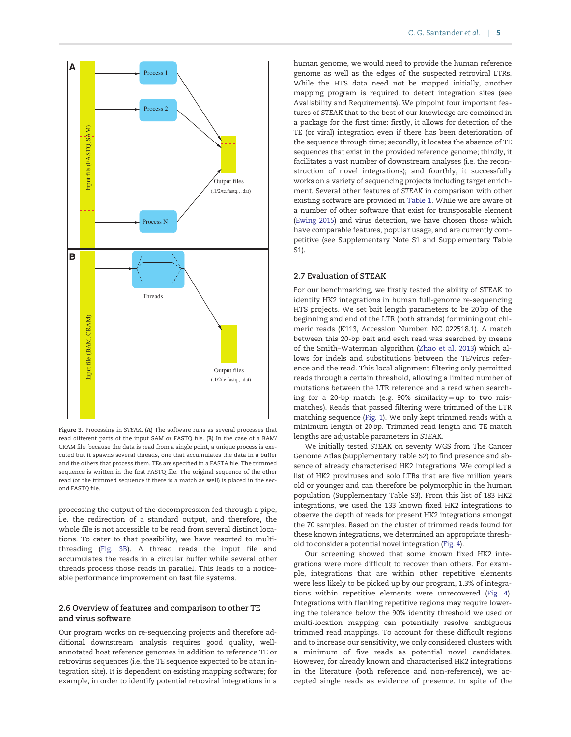Figure 3. Processing in STEAK. (A) The software runs as several processes that read different parts of the input SAM or FASTQ file. (B) In the case of a BAM/CRAM file, because the data is read from a single point, a unique process is executed but it spawns several threads, one that accumulates the data in a buffer and the others that process them. TEs are specified in a FASTA file. The trimmed sequence is written in the first FASTQ file. The original sequence of the other read (or the trimmed sequence if there is a match as well) is placed in the second FASTQ file.

processing the output of the decompression fed through a pipe, i.e. the redirection of a standard output, and therefore, the whole file is not accessible to be read from several distinct locations. To cater to that possibility, we have resorted to multithreading (Fig. 3B). A thread reads the input file and accumulates the reads in a circular buffer while several other threads process those reads in parallel. This leads to a noticeable performance improvement on fast file systems.

## 2.6 Overview of features and comparison to other TE and virus software

Our program works on re-sequencing projects and therefore additional downstream analysis requires good quality, well-annotated host reference genomes in addition to reference TE or retrovirus sequences (i.e. the TE sequence expected to be at an integration site). It is dependent on existing mapping software; for example, in order to identify potential retroviral integrations in a human genome, we would need to provide the human reference genome as well as the edges of the suspected retroviral LTRs. While the HTS data need not be mapped initially, another mapping program is required to detect integration sites (see Availability and Requirements). We pinpoint four important features of *STEAK* that to the best of our knowledge are combined in a package for the first time: firstly, it allows for detection of the TE (or viral) integration even if there has been deterioration of the sequence through time; secondly, it locates the absence of TE sequences that exist in the provided reference genome; thirdly, it facilitates a vast number of downstream analyses (i.e. the reconstruction of novel integrations); and fourthly, it successfully works on a variety of sequencing projects including target enrichment. Several other features of *STEAK* in comparison with other existing software are provided in Table 1. While we are aware of a number of other software that exist for transposable element (Ewing 2015) and virus detection, we have chosen those which have comparable features, popular usage, and are currently competitive (see Supplementary Note S1 and Supplementary Table S1).

## 2.7 Evaluation of STEAK

For our benchmarking, we firstly tested the ability of STEAK to identify HK2 integrations in human full-genome re-sequencing HTS projects. We set bait length parameters to be 20 bp of the beginning and end of the LTR (both strands) for mining out chimeric reads (K113, Accession Number: NC_022518.1). A match between this 20-bp bait and each read was searched by means of the Smith–Waterman algorithm (Zhao et al. 2013) which allows for indels and substitutions between the TE/virus reference and the read. This local alignment filtering only permitted reads through a certain threshold, allowing a limited number of mutations between the LTR reference and a read when searching for a 20-bp match (e.g. 90% similarity = up to two mismatches). Reads that passed filtering were trimmed of the LTR matching sequence (Fig. 1). We only kept trimmed reads with a minimum length of 20 bp. Trimmed read length and TE match lengths are adjustable parameters in *STEAK*.

We initially tested *STEAK* on seventy WGS from The Cancer Genome Atlas (Supplementary Table S2) to find presence and absence of already characterised HK2 integrations. We compiled a list of HK2 proviruses and solo LTRs that are five million years old or younger and can therefore be polymorphic in the human population (Supplementary Table S3). From this list of 183 HK2 integrations, we used the 133 known fixed HK2 integrations to observe the depth of reads for present HK2 integrations amongst the 70 samples. Based on the cluster of trimmed reads found for these known integrations, we determined an appropriate threshold to consider a potential novel integration (Fig. 4).

Our screening showed that some known fixed HK2 integrations were more difficult to recover than others. For example, integrations that are within other repetitive elements were less likely to be picked up by our program, 1.3% of integrations within repetitive elements were unrecovered (Fig. 4). Integrations with flanking repetitive regions may require lowering the tolerance below the 90% identity threshold we used or multi-location mapping can potentially resolve ambiguous trimmed read mappings. To account for these difficult regions and to increase our sensitivity, we only considered clusters with a minimum of five reads as potential novel candidates. However, for already known and characterised HK2 integrations in the literature (both reference and non-reference), we accepted single reads as evidence of presence. In spite of the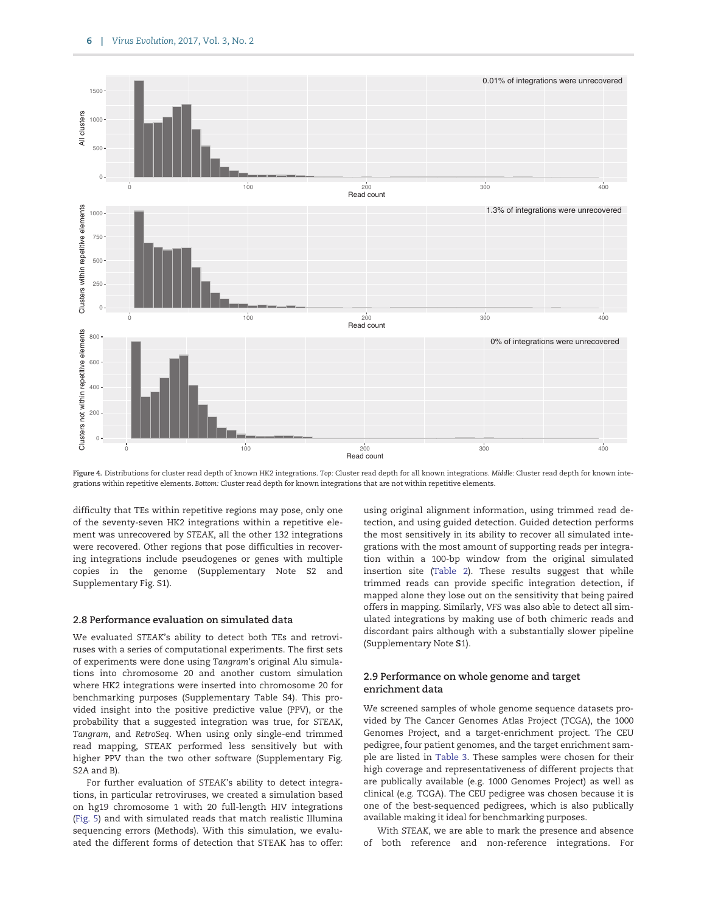Figure 4. Distributions for cluster read depth of known HK2 integrations. *Top:* Cluster read depth for all known integrations. *Middle:* Cluster read depth for known integrations within repetitive elements. *Bottom:* Cluster read depth for known integrations that are not within repetitive elements.

difficulty that TEs within repetitive regions may pose, only one of the seventy-seven HK2 integrations within a repetitive element was unrecovered by *STEAK*, all the other 132 integrations were recovered. Other regions that pose difficulties in recovering integrations include pseudogenes or genes with multiple copies in the genome (Supplementary Note S2 and Supplementary Fig. S1).

### 2.8 Performance evaluation on simulated data

We evaluated *STEAK*'s ability to detect both TEs and retroviruses with a series of computational experiments. The first sets of experiments were done using *Tangram*'s original Alu simulations into chromosome 20 and another custom simulation where HK2 integrations were inserted into chromosome 20 for benchmarking purposes (Supplementary Table S4). This provided insight into the positive predictive value (PPV), or the probability that a suggested integration was true, for *STEAK*, *Tangram*, and *RetroSeq*. When using only single-end trimmed read mapping, *STEAK* performed less sensitively but with higher PPV than the two other software (Supplementary Fig. S2A and B).

For further evaluation of *STEAK*'s ability to detect integrations, in particular retroviruses, we created a simulation based on hg19 chromosome 1 with 20 full-length HIV integrations (Fig. 5) and with simulated reads that match realistic Illumina sequencing errors (Methods). With this simulation, we evaluated the different forms of detection that STEAK has to offer: using original alignment information, using trimmed read detection, and using guided detection. Guided detection performs the most sensitively in its ability to recover all simulated integrations with the most amount of supporting reads per integration within a 100-bp window from the original simulated insertion site (Table 2). These results suggest that while trimmed reads can provide specific integration detection, if mapped alone they lose out on the sensitivity that being paired offers in mapping. Similarly, *VFS* was also able to detect all simulated integrations by making use of both chimeric reads and discordant pairs although with a substantially slower pipeline (Supplementary Note **S**1).

### 2.9 Performance on whole genome and target enrichment data

We screened samples of whole genome sequence datasets provided by The Cancer Genomes Atlas Project (TCGA), the 1000 Genomes Project, and a target-enrichment project. The CEU pedigree, four patient genomes, and the target enrichment sample are listed in Table 3. These samples were chosen for their high coverage and representativeness of different projects that are publically available (e.g. 1000 Genomes Project) as well as clinical (e.g. TCGA). The CEU pedigree was chosen because it is one of the best-sequenced pedigrees, which is also publically available making it ideal for benchmarking purposes.

With *STEAK*, we are able to mark the presence and absence of both reference and non-reference integrations. For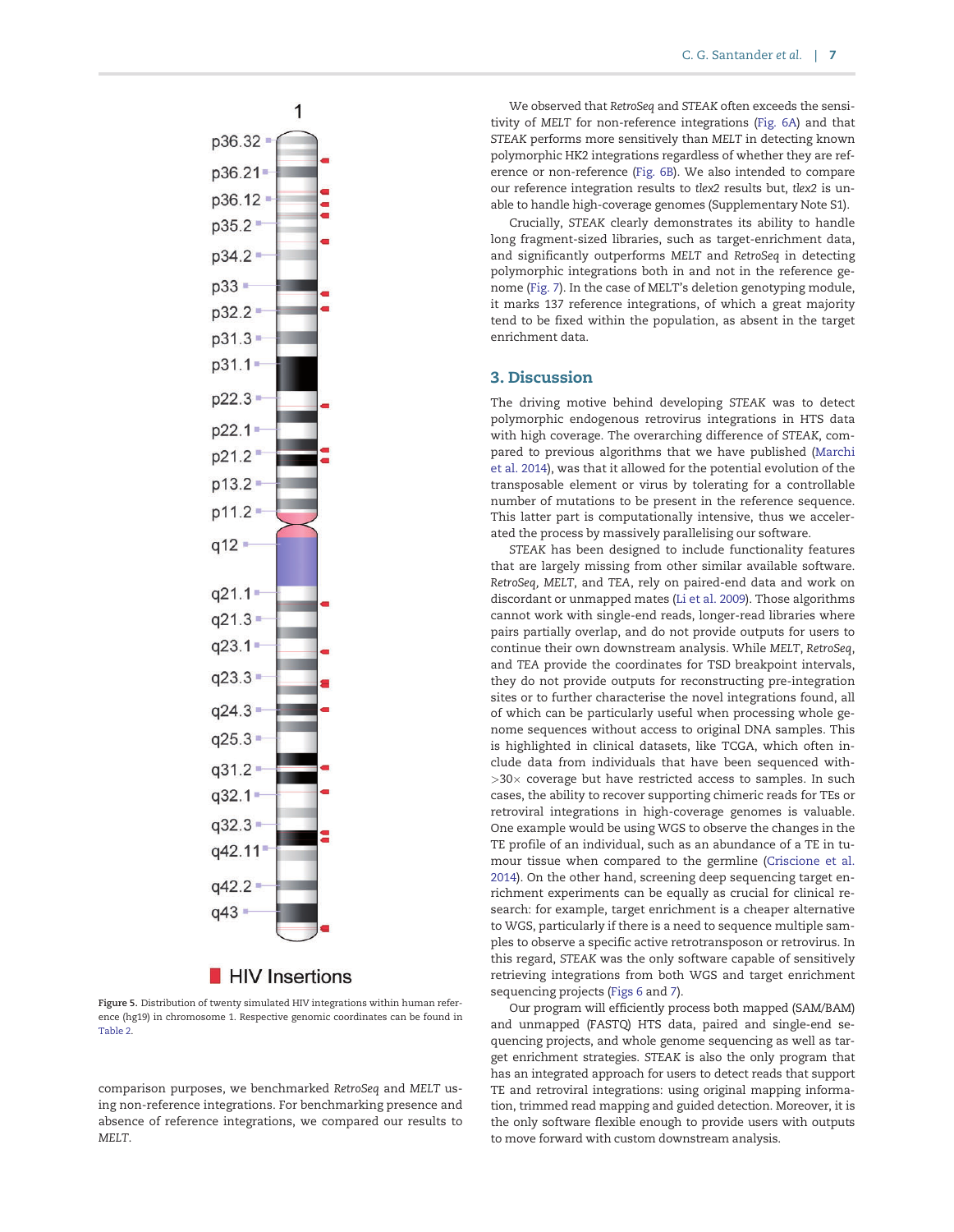Figure 5. Distribution of twenty simulated HIV integrations within human reference (hg19) in chromosome 1. Respective genomic coordinates can be found in Table 2.

comparison purposes, we benchmarked *RetroSeq* and *MELT* using non-reference integrations. For benchmarking presence and absence of reference integrations, we compared our results to *MELT*.

We observed that *RetroSeq* and *STEAK* often exceeds the sensitivity of *MELT* for non-reference integrations (Fig. 6A) and that *STEAK* performs more sensitively than *MELT* in detecting known polymorphic HK2 integrations regardless of whether they are reference or non-reference (Fig. 6B). We also intended to compare our reference integration results to *tlex2* results but, *tlex2* is unable to handle high-coverage genomes (Supplementary Note S1).

Crucially, *STEAK* clearly demonstrates its ability to handle long fragment-sized libraries, such as target-enrichment data, and significantly outperforms *MELT* and *RetroSeq* in detecting polymorphic integrations both in and not in the reference genome (Fig. 7). In the case of MELT's deletion genotyping module, it marks 137 reference integrations, of which a great majority tend to be fixed within the population, as absent in the target enrichment data.

## 3. Discussion

The driving motive behind developing *STEAK* was to detect polymorphic endogenous retrovirus integrations in HTS data with high coverage. The overarching difference of *STEAK*, compared to previous algorithms that we have published (Marchi et al. 2014), was that it allowed for the potential evolution of the transposable element or virus by tolerating for a controllable number of mutations to be present in the reference sequence. This latter part is computationally intensive, thus we accelerated the process by massively parallelising our software.

*STEAK* has been designed to include functionality features that are largely missing from other similar available software. *RetroSeq*, *MELT*, and *TEA*, rely on paired-end data and work on discordant or unmapped mates (Li et al. 2009). Those algorithms cannot work with single-end reads, longer-read libraries where pairs partially overlap, and do not provide outputs for users to continue their own downstream analysis. While *MELT*, *RetroSeq*, and *TEA* provide the coordinates for TSD breakpoint intervals, they do not provide outputs for reconstructing pre-integration sites or to further characterise the novel integrations found, all of which can be particularly useful when processing whole genome sequences without access to original DNA samples. This is highlighted in clinical datasets, like TCGA, which often include data from individuals that have been sequenced with $>30\times$ coverage but have restricted access to samples. In such cases, the ability to recover supporting chimeric reads for TEs or retroviral integrations in high-coverage genomes is valuable. One example would be using WGS to observe the changes in the TE profile of an individual, such as an abundance of a TE in tumour tissue when compared to the germline (Criscione et al. 2014). On the other hand, screening deep sequencing target enrichment experiments can be equally as crucial for clinical research: for example, target enrichment is a cheaper alternative to WGS, particularly if there is a need to sequence multiple samples to observe a specific active retrotransposon or retrovirus. In this regard, *STEAK* was the only software capable of sensitively retrieving integrations from both WGS and target enrichment sequencing projects (Figs 6 and 7).

Our program will efficiently process both mapped (SAM/BAM) and unmapped (FASTQ) HTS data, paired and single-end sequencing projects, and whole genome sequencing as well as target enrichment strategies. *STEAK* is also the only program that has an integrated approach for users to detect reads that support TE and retroviral integrations: using original mapping information, trimmed read mapping and guided detection. Moreover, it is the only software flexible enough to provide users with outputs to move forward with custom downstream analysis.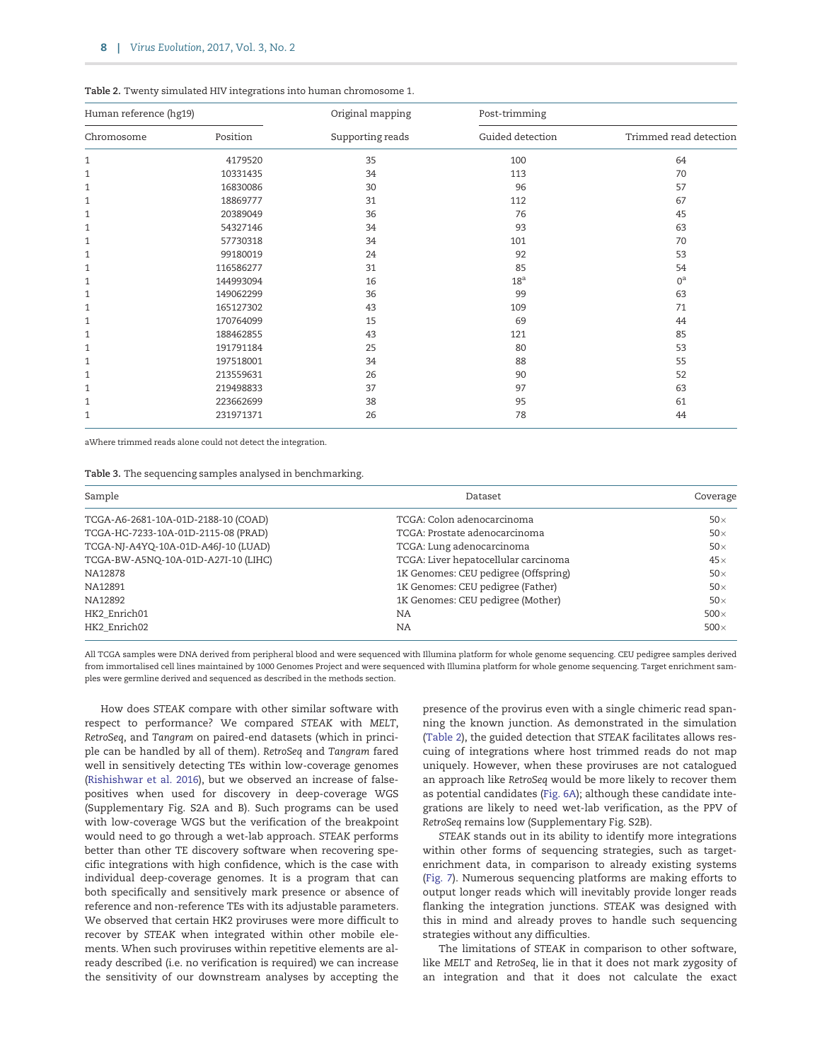**Table 2.** Twenty simulated HIV integrations into human chromosome 1.

| Human reference (hg19) | | Original mapping | Post-trimming | |
|---|---|---|---|---|
| Chromosome | Position | Supporting reads | Guided detection | Trimmed read detection |
| 1 | 4179520 | 35 | 100 | 64 |
| 1 | 10331435 | 34 | 113 | 70 |
| 1 | 16830086 | 30 | 96 | 57 |
| 1 | 18869777 | 31 | 112 | 67 |
| 1 | 20389049 | 36 | 76 | 45 |
| 1 | 54327146 | 34 | 93 | 63 |
| 1 | 57730318 | 34 | 101 | 70 |
| 1 | 99180019 | 24 | 92 | 53 |
| 1 | 116586277 | 31 | 85 | 54 |
| 1 | 144993094 | 16 | 18[a] | 0[a] |
| 1 | 149062299 | 36 | 99 | 63 |
| 1 | 165127302 | 43 | 109 | 71 |
| 1 | 170764099 | 15 | 69 | 44 |
| 1 | 188462855 | 43 | 121 | 85 |
| 1 | 191791184 | 25 | 80 | 53 |
| 1 | 197518001 | 34 | 88 | 55 |
| 1 | 213559631 | 26 | 90 | 52 |
| 1 | 219498833 | 37 | 97 | 63 |
| 1 | 223662699 | 38 | 95 | 61 |
| 1 | 231971371 | 26 | 78 | 44 |

aWhere trimmed reads alone could not detect the integration.

**Table 3.** The sequencing samples analysed in benchmarking.

| Sample | Dataset | Coverage |
|---|---|---|
| TCGA-A6-2681-10A-01D-2188-10 (COAD) | TCGA: Colon adenocarcinoma | 50× |
| TCGA-HC-7233-10A-01D-2115-08 (PRAD) | TCGA: Prostate adenocarcinoma | 50× |
| TCGA-NJ-A4YQ-10A-01D-A46J-10 (LUAD) | TCGA: Lung adenocarcinoma | 50× |
| TCGA-BW-A5NQ-10A-01D-A27I-10 (LIHC) | TCGA: Liver hepatocellular carcinoma | 45× |
| NA12878 | 1K Genomes: CEU pedigree (Offspring) | 50× |
| NA12891 | 1K Genomes: CEU pedigree (Father) | 50× |
| NA12892 | 1K Genomes: CEU pedigree (Mother) | 50× |
| HK2_Enrich01 | NA | 500× |
| HK2_Enrich02 | NA | 500× |

All TCGA samples were DNA derived from peripheral blood and were sequenced with Illumina platform for whole genome sequencing. CEU pedigree samples derived from immortalised cell lines maintained by 1000 Genomes Project and were sequenced with Illumina platform for whole genome sequencing. Target enrichment samples were germline derived and sequenced as described in the methods section.

How does *STEAK* compare with other similar software with respect to performance? We compared *STEAK* with *MELT*, *RetroSeq*, and *Tangram* on paired-end datasets (which in principle can be handled by all of them). *RetroSeq* and *Tangram* fared well in sensitively detecting TEs within low-coverage genomes (Rishishwar et al. 2016), but we observed an increase of false-positives when used for discovery in deep-coverage WGS (Supplementary Fig. S2A and B). Such programs can be used with low-coverage WGS but the verification of the breakpoint would need to go through a wet-lab approach. *STEAK* performs better than other TE discovery software when recovering specific integrations with high confidence, which is the case with individual deep-coverage genomes. It is a program that can both specifically and sensitively mark presence or absence of reference and non-reference TEs with its adjustable parameters. We observed that certain HK2 proviruses were more difficult to recover by *STEAK* when integrated within other mobile elements. When such proviruses within repetitive elements are already described (i.e. no verification is required) we can increase the sensitivity of our downstream analyses by accepting the presence of the provirus even with a single chimeric read spanning the known junction. As demonstrated in the simulation (Table 2), the guided detection that *STEAK* facilitates allows rescuing of integrations where host trimmed reads do not map uniquely. However, when these proviruses are not catalogued an approach like *RetroSeq* would be more likely to recover them as potential candidates (Fig. 6A); although these candidate integrations are likely to need wet-lab verification, as the PPV of *RetroSeq* remains low (Supplementary Fig. S2B).

*STEAK* stands out in its ability to identify more integrations within other forms of sequencing strategies, such as target-enrichment data, in comparison to already existing systems (Fig. 7). Numerous sequencing platforms are making efforts to output longer reads which will inevitably provide longer reads flanking the integration junctions. *STEAK* was designed with this in mind and already proves to handle such sequencing strategies without any difficulties.

The limitations of *STEAK* in comparison to other software, like *MELT* and *RetroSeq*, lie in that it does not mark zygosity of an integration and that it does not calculate the exact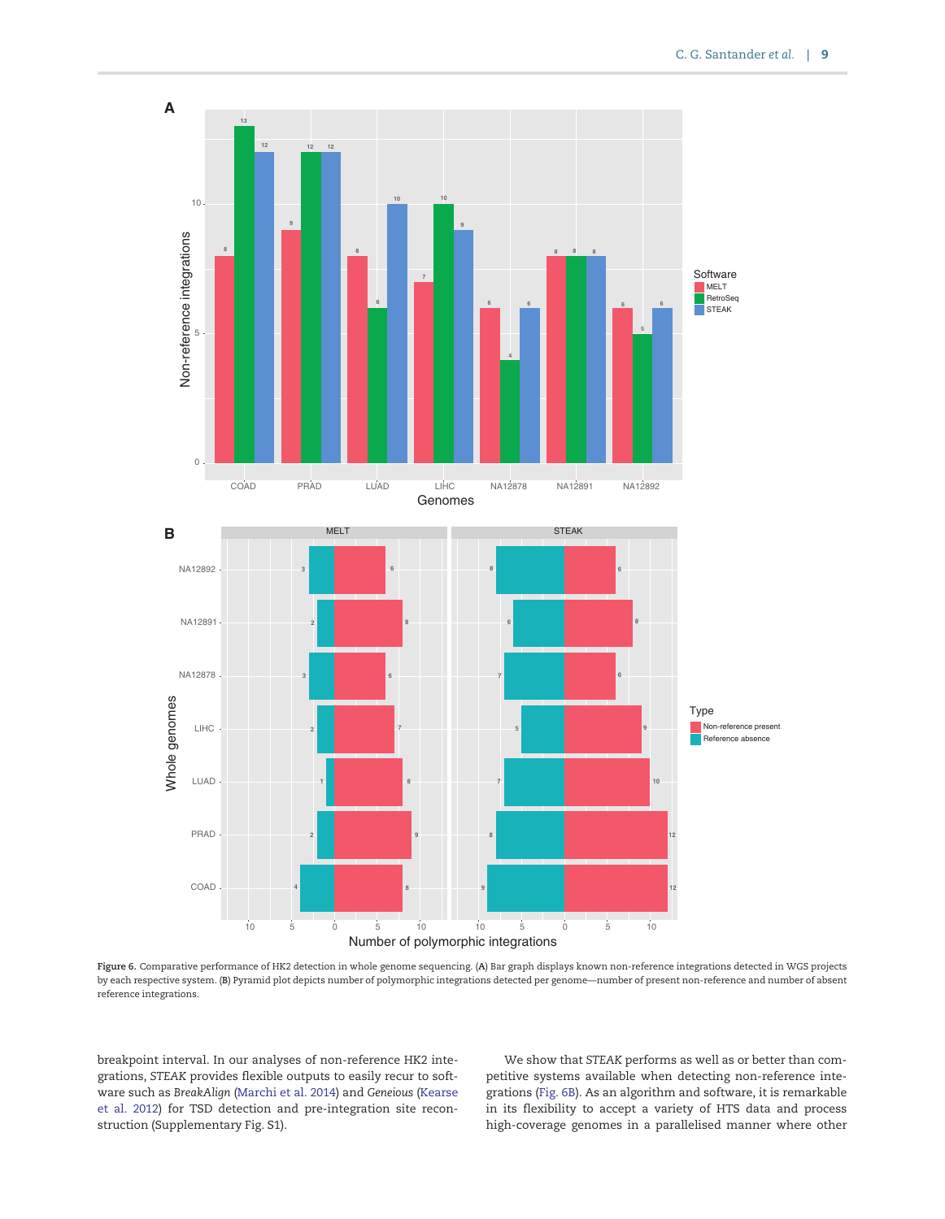**Figure 6.** Comparative performance of HK2 detection in whole genome sequencing. (**A**) Bar graph displays known non-reference integrations detected in WGS projects by each respective system. (**B**) Pyramid plot depicts number of polymorphic integrations detected per genome—number of present non-reference and number of absent reference integrations.

breakpoint interval. In our analyses of non-reference HK2 integrations, *STEAK* provides flexible outputs to easily recur to software such as *BreakAlign* (Marchi et al. 2014) and *Geneious* (Kearse et al. 2012) for TSD detection and pre-integration site reconstruction (Supplementary Fig. S1).

We show that *STEAK* performs as well as or better than competitive systems available when detecting non-reference integrations (Fig. 6B). As an algorithm and software, it is remarkable in its flexibility to accept a variety of HTS data and process high-coverage genomes in a parallelised manner where other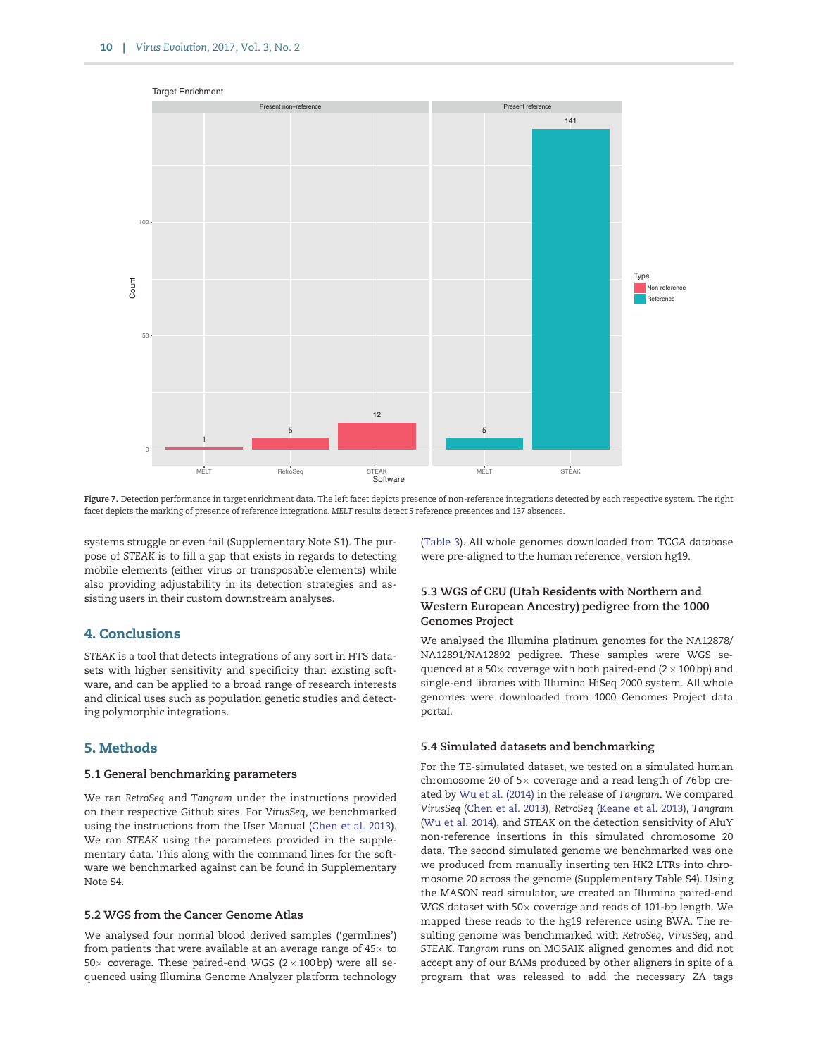Figure 7. Detection performance in target enrichment data. The left facet depicts presence of non-reference integrations detected by each respective system. The right facet depicts the marking of presence of reference integrations. *MELT* results detect 5 reference presences and 137 absences.

systems struggle or even fail (Supplementary Note S1). The purpose of *STEAK* is to fill a gap that exists in regards to detecting mobile elements (either virus or transposable elements) while also providing adjustability in its detection strategies and assisting users in their custom downstream analyses.

## 4. Conclusions

*STEAK* is a tool that detects integrations of any sort in HTS datasets with higher sensitivity and specificity than existing software, and can be applied to a broad range of research interests and clinical uses such as population genetic studies and detecting polymorphic integrations.

## 5. Methods

### 5.1 General benchmarking parameters

We ran *RetroSeq* and *Tangram* under the instructions provided on their respective Github sites. For *VirusSeq*, we benchmarked using the instructions from the User Manual (Chen et al. 2013). We ran *STEAK* using the parameters provided in the supplementary data. This along with the command lines for the software we benchmarked against can be found in Supplementary Note S4.

### 5.2 WGS from the Cancer Genome Atlas

We analysed four normal blood derived samples ('germlines') from patients that were available at an average range of 45× to 50× coverage. These paired-end WGS (2 × 100 bp) were all sequenced using Illumina Genome Analyzer platform technology (Table 3). All whole genomes downloaded from TCGA database were pre-aligned to the human reference, version hg19.

### 5.3 WGS of CEU (Utah Residents with Northern and Western European Ancestry) pedigree from the 1000 Genomes Project

We analysed the Illumina platinum genomes for the NA12878/NA12891/NA12892 pedigree. These samples were WGS sequenced at a 50× coverage with both paired-end (2 × 100 bp) and single-end libraries with Illumina HiSeq 2000 system. All whole genomes were downloaded from 1000 Genomes Project data portal.

### 5.4 Simulated datasets and benchmarking

For the TE-simulated dataset, we tested on a simulated human chromosome 20 of 5× coverage and a read length of 76 bp created by Wu et al. (2014) in the release of *Tangram*. We compared *VirusSeq* (Chen et al. 2013), *RetroSeq* (Keane et al. 2013), *Tangram* (Wu et al. 2014), and *STEAK* on the detection sensitivity of AluY non-reference insertions in this simulated chromosome 20 data. The second simulated genome we benchmarked was one we produced from manually inserting ten HK2 LTRs into chromosome 20 across the genome (Supplementary Table S4). Using the MASON read simulator, we created an Illumina paired-end WGS dataset with 50× coverage and reads of 101-bp length. We mapped these reads to the hg19 reference using BWA. The resulting genome was benchmarked with *RetroSeq*, *VirusSeq*, and *STEAK*. *Tangram* runs on MOSAIK aligned genomes and did not accept any of our BAMs produced by other aligners in spite of a program that was released to add the necessary ZA tags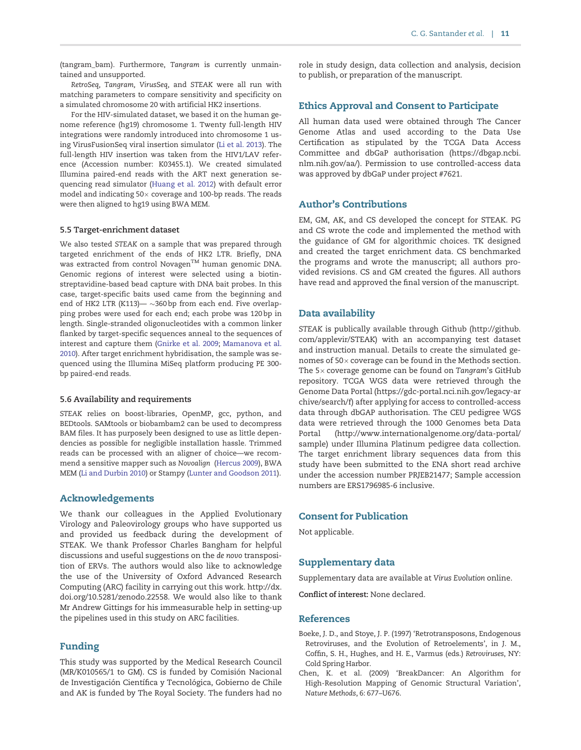(tangram_bam). Furthermore, *Tangram* is currently unmaintained and unsupported.

*RetroSeq, Tangram, VirusSeq,* and *STEAK* were all run with matching parameters to compare sensitivity and specificity on a simulated chromosome 20 with artificial HK2 insertions.

For the HIV-simulated dataset, we based it on the human genome reference (hg19) chromosome 1. Twenty full-length HIV integrations were randomly introduced into chromosome 1 using VirusFusionSeq viral insertion simulator (Li et al. 2013). The full-length HIV insertion was taken from the HIV1/LAV reference (Accession number: K03455.1). We created simulated Illumina paired-end reads with the ART next generation sequencing read simulator (Huang et al. 2012) with default error model and indicating 50× coverage and 100-bp reads. The reads were then aligned to hg19 using BWA MEM.

### 5.5 Target-enrichment dataset

We also tested *STEAK* on a sample that was prepared through targeted enrichment of the ends of HK2 LTR. Briefly, DNA was extracted from control Novagen™ human genomic DNA. Genomic regions of interest were selected using a biotin-streptavidine-based bead capture with DNA bait probes. In this case, target-specific baits used came from the beginning and end of HK2 LTR (K113)— ∼360 bp from each end. Five overlapping probes were used for each end; each probe was 120 bp in length. Single-stranded oligonucleotides with a common linker flanked by target-specific sequences anneal to the sequences of interest and capture them (Gnirke et al. 2009; Mamanova et al. 2010). After target enrichment hybridisation, the sample was sequenced using the Illumina MiSeq platform producing PE 300-bp paired-end reads.

### 5.6 Availability and requirements

*STEAK* relies on boost-libraries, OpenMP, gcc, python, and BEDtools. SAMtools or biobambam2 can be used to decompress BAM files. It has purposely been designed to use as little dependencies as possible for negligible installation hassle. Trimmed reads can be processed with an aligner of choice—we recommend a sensitive mapper such as *Novoalign* (Hercus 2009), BWA MEM (Li and Durbin 2010) or Stampy (Lunter and Goodson 2011).

## Acknowledgements

We thank our colleagues in the Applied Evolutionary Virology and Paleovirology groups who have supported us and provided us feedback during the development of STEAK. We thank Professor Charles Bangham for helpful discussions and useful suggestions on the *de novo* transposition of ERVs. The authors would also like to acknowledge the use of the University of Oxford Advanced Research Computing (ARC) facility in carrying out this work. http://dx.doi.org/10.5281/zenodo.22558. We would also like to thank Mr Andrew Gittings for his immeasurable help in setting-up the pipelines used in this study on ARC facilities.

## Funding

This study was supported by the Medical Research Council (MR/K010565/1 to GM). CS is funded by Comisión Nacional de Investigación Científica y Tecnológica, Gobierno de Chile and AK is funded by The Royal Society. The funders had no role in study design, data collection and analysis, decision to publish, or preparation of the manuscript.

## Ethics Approval and Consent to Participate

All human data used were obtained through The Cancer Genome Atlas and used according to the Data Use Certification as stipulated by the TCGA Data Access Committee and dbGaP authorisation (https://dbgap.ncbi.nlm.nih.gov/aa/). Permission to use controlled-access data was approved by dbGaP under project #7621.

## Author's Contributions

EM, GM, AK, and CS developed the concept for STEAK. PG and CS wrote the code and implemented the method with the guidance of GM for algorithmic choices. TK designed and created the target enrichment data. CS benchmarked the programs and wrote the manuscript; all authors provided revisions. CS and GM created the figures. All authors have read and approved the final version of the manuscript.

## Data availability

*STEAK* is publically available through Github (http://github.com/applevir/STEAK) with an accompanying test dataset and instruction manual. Details to create the simulated genomes of 50× coverage can be found in the Methods section. The 5× coverage genome can be found on *Tangram*'s GitHub repository. TCGA WGS data were retrieved through the Genome Data Portal (https://gdc-portal.nci.nih.gov/legacy-archive/search/f) after applying for access to controlled-access data through dbGAP authorisation. The CEU pedigree WGS data were retrieved through the 1000 Genomes beta Data Portal (http://www.internationalgenome.org/data-portal/sample) under Illumina Platinum pedigree data collection. The target enrichment library sequences data from this study have been submitted to the ENA short read archive under the accession number PRJEB21477; Sample accession numbers are ERS1796985-6 inclusive.

## Consent for Publication

Not applicable.

## Supplementary data

Supplementary data are available at *Virus Evolution* online.

**Conflict of interest:** None declared.

## References

Boeke, J. D., and Stoye, J. P. (1997) 'Retrotransposons, Endogenous Retroviruses, and the Evolution of Retroelements', in J. M., Coffin, S. H., Hughes, and H. E., Varmus (eds.) *Retroviruses*, NY: Cold Spring Harbor.

Chen, K. et al. (2009) 'BreakDancer: An Algorithm for High-Resolution Mapping of Genomic Structural Variation', *Nature Methods*, 6: 677–U676.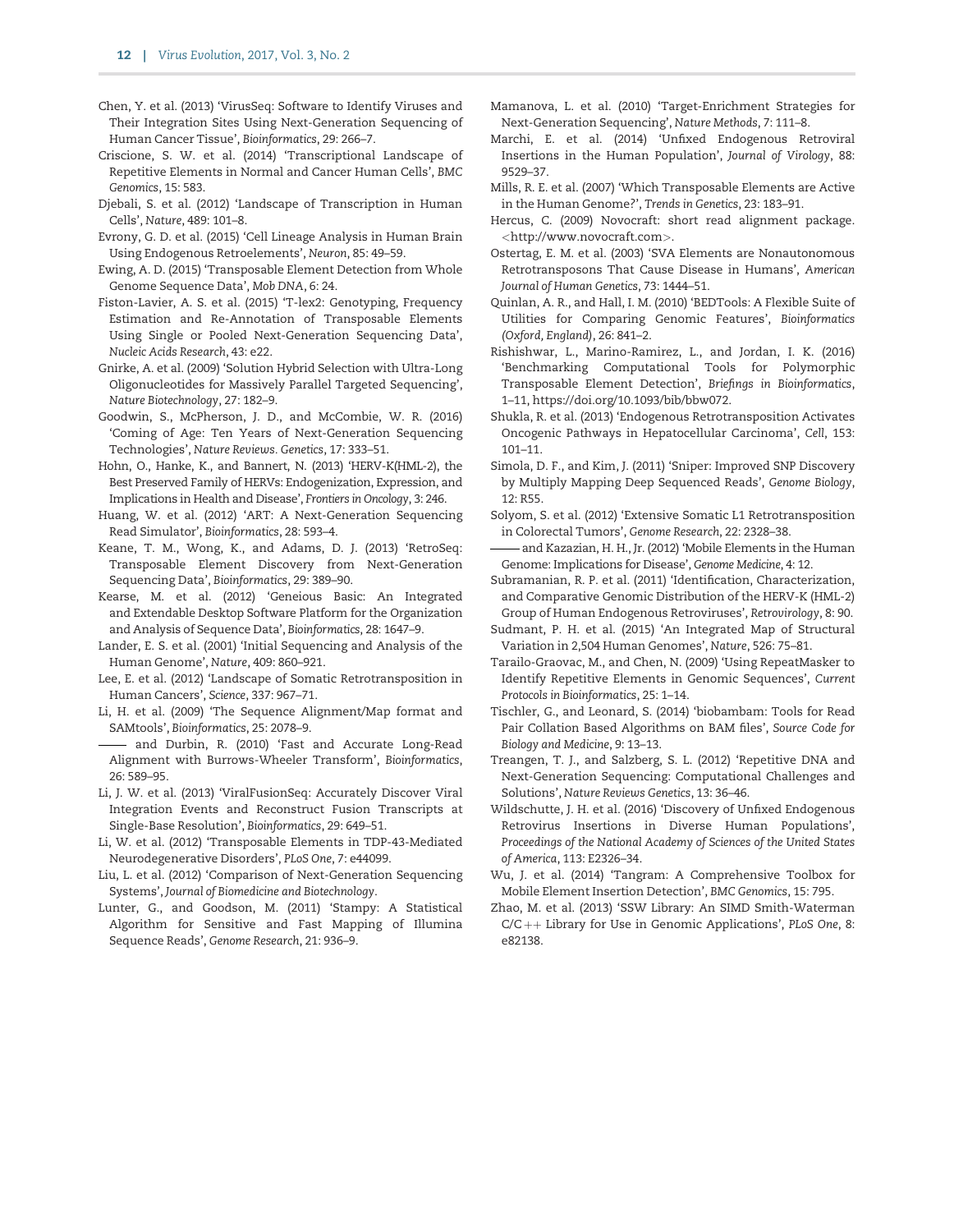Chen, Y. et al. (2013) 'VirusSeq: Software to Identify Viruses and Their Integration Sites Using Next-Generation Sequencing of Human Cancer Tissue', *Bioinformatics*, 29: 266–7.

Criscione, S. W. et al. (2014) 'Transcriptional Landscape of Repetitive Elements in Normal and Cancer Human Cells', *BMC Genomics*, 15: 583.

Djebali, S. et al. (2012) 'Landscape of Transcription in Human Cells', *Nature*, 489: 101–8.

Evrony, G. D. et al. (2015) 'Cell Lineage Analysis in Human Brain Using Endogenous Retroelements', *Neuron*, 85: 49–59.

Ewing, A. D. (2015) 'Transposable Element Detection from Whole Genome Sequence Data', *Mob DNA*, 6: 24.

Fiston-Lavier, A. S. et al. (2015) 'T-lex2: Genotyping, Frequency Estimation and Re-Annotation of Transposable Elements Using Single or Pooled Next-Generation Sequencing Data', *Nucleic Acids Research*, 43: e22.

Gnirke, A. et al. (2009) 'Solution Hybrid Selection with Ultra-Long Oligonucleotides for Massively Parallel Targeted Sequencing', *Nature Biotechnology*, 27: 182–9.

Goodwin, S., McPherson, J. D., and McCombie, W. R. (2016) 'Coming of Age: Ten Years of Next-Generation Sequencing Technologies', *Nature Reviews. Genetics*, 17: 333–51.

Hohn, O., Hanke, K., and Bannert, N. (2013) 'HERV-K(HML-2), the Best Preserved Family of HERVs: Endogenization, Expression, and Implications in Health and Disease', *Frontiers in Oncology*, 3: 246.

Huang, W. et al. (2012) 'ART: A Next-Generation Sequencing Read Simulator', *Bioinformatics*, 28: 593–4.

Keane, T. M., Wong, K., and Adams, D. J. (2013) 'RetroSeq: Transposable Element Discovery from Next-Generation Sequencing Data', *Bioinformatics*, 29: 389–90.

Kearse, M. et al. (2012) 'Geneious Basic: An Integrated and Extendable Desktop Software Platform for the Organization and Analysis of Sequence Data', *Bioinformatics*, 28: 1647–9.

Lander, E. S. et al. (2001) 'Initial Sequencing and Analysis of the Human Genome', *Nature*, 409: 860–921.

Lee, E. et al. (2012) 'Landscape of Somatic Retrotransposition in Human Cancers', *Science*, 337: 967–71.

Li, H. et al. (2009) 'The Sequence Alignment/Map format and SAMtools', *Bioinformatics*, 25: 2078–9.

—— and Durbin, R. (2010) 'Fast and Accurate Long-Read Alignment with Burrows-Wheeler Transform', *Bioinformatics*, 26: 589–95.

Li, J. W. et al. (2013) 'ViralFusionSeq: Accurately Discover Viral Integration Events and Reconstruct Fusion Transcripts at Single-Base Resolution', *Bioinformatics*, 29: 649–51.

Li, W. et al. (2012) 'Transposable Elements in TDP-43-Mediated Neurodegenerative Disorders', *PLoS One*, 7: e44099.

Liu, L. et al. (2012) 'Comparison of Next-Generation Sequencing Systems', *Journal of Biomedicine and Biotechnology*.

Lunter, G., and Goodson, M. (2011) 'Stampy: A Statistical Algorithm for Sensitive and Fast Mapping of Illumina Sequence Reads', *Genome Research*, 21: 936–9.

Mamanova, L. et al. (2010) 'Target-Enrichment Strategies for Next-Generation Sequencing', *Nature Methods*, 7: 111–8.

Marchi, E. et al. (2014) 'Unfixed Endogenous Retroviral Insertions in the Human Population', *Journal of Virology*, 88: 9529–37.

Mills, R. E. et al. (2007) 'Which Transposable Elements are Active in the Human Genome?', *Trends in Genetics*, 23: 183–91.

Hercus, C. (2009) Novocraft: short read alignment package. <http://www.novocraft.com>.

Ostertag, E. M. et al. (2003) 'SVA Elements are Nonautonomous Retrotransposons That Cause Disease in Humans', *American Journal of Human Genetics*, 73: 1444–51.

Quinlan, A. R., and Hall, I. M. (2010) 'BEDTools: A Flexible Suite of Utilities for Comparing Genomic Features', *Bioinformatics (Oxford, England)*, 26: 841–2.

Rishishwar, L., Marino-Ramirez, L., and Jordan, I. K. (2016) 'Benchmarking Computational Tools for Polymorphic Transposable Element Detection', *Briefings in Bioinformatics*, 1–11, https://doi.org/10.1093/bib/bbw072.

Shukla, R. et al. (2013) 'Endogenous Retrotransposition Activates Oncogenic Pathways in Hepatocellular Carcinoma', *Cell*, 153: 101–11.

Simola, D. F., and Kim, J. (2011) 'Sniper: Improved SNP Discovery by Multiply Mapping Deep Sequenced Reads', *Genome Biology*, 12: R55.

Solyom, S. et al. (2012) 'Extensive Somatic L1 Retrotransposition in Colorectal Tumors', *Genome Research*, 22: 2328–38.

—— and Kazazian, H. H., Jr. (2012) 'Mobile Elements in the Human Genome: Implications for Disease', *Genome Medicine*, 4: 12.

Subramanian, R. P. et al. (2011) 'Identification, Characterization, and Comparative Genomic Distribution of the HERV-K (HML-2) Group of Human Endogenous Retroviruses', *Retrovirology*, 8: 90.

Sudmant, P. H. et al. (2015) 'An Integrated Map of Structural Variation in 2,504 Human Genomes', *Nature*, 526: 75–81.

Tarailo-Graovac, M., and Chen, N. (2009) 'Using RepeatMasker to Identify Repetitive Elements in Genomic Sequences', *Current Protocols in Bioinformatics*, 25: 1–14.

Tischler, G., and Leonard, S. (2014) 'biobambam: Tools for Read Pair Collation Based Algorithms on BAM files', *Source Code for Biology and Medicine*, 9: 13–13.

Treangen, T. J., and Salzberg, S. L. (2012) 'Repetitive DNA and Next-Generation Sequencing: Computational Challenges and Solutions', *Nature Reviews Genetics*, 13: 36–46.

Wildschutte, J. H. et al. (2016) 'Discovery of Unfixed Endogenous Retrovirus Insertions in Diverse Human Populations', *Proceedings of the National Academy of Sciences of the United States of America*, 113: E2326–34.

Wu, J. et al. (2014) 'Tangram: A Comprehensive Toolbox for Mobile Element Insertion Detection', *BMC Genomics*, 15: 795.

Zhao, M. et al. (2013) 'SSW Library: An SIMD Smith-Waterman C/C++ Library for Use in Genomic Applications', *PLoS One*, 8: e82138.